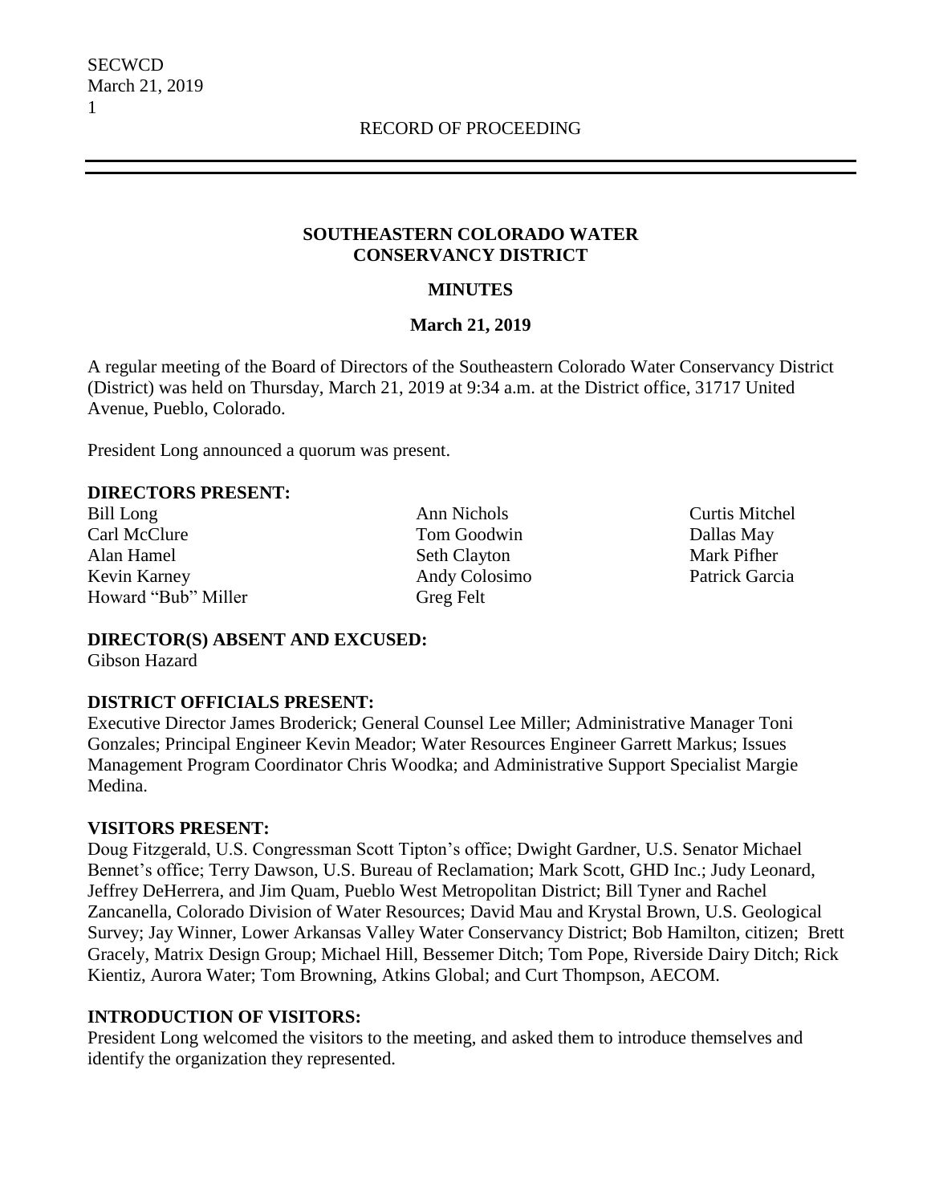RECORD OF PROCEEDING

## SOUTHEASTERN COLORADO WATER CONSERVANCY DISTRICT

### MINUTES

### March 21, 2019

A regular meeting of the Board of Directors of the Southeastern Colorado Water Conservancy District (District) was held on Thursday, March 21, 2019 at 9:34 a.m. at the District office, 31717 United Avenue, Pueblo, Colorado.

President Long announced a quorum was present.

**DIRECTORS PRESENT:**

Bill Long
Carl McClure
Alan Hamel
Kevin Karney
Howard "Bub" Miller
Ann Nichols
Tom Goodwin
Seth Clayton
Andy Colosimo
Greg Felt
Curtis Mitchel
Dallas May
Mark Pifher
Patrick Garcia

**DIRECTOR(S) ABSENT AND EXCUSED:**

Gibson Hazard

**DISTRICT OFFICIALS PRESENT:**

Executive Director James Broderick; General Counsel Lee Miller; Administrative Manager Toni Gonzales; Principal Engineer Kevin Meador; Water Resources Engineer Garrett Markus; Issues Management Program Coordinator Chris Woodka; and Administrative Support Specialist Margie Medina.

**VISITORS PRESENT:**

Doug Fitzgerald, U.S. Congressman Scott Tipton's office; Dwight Gardner, U.S. Senator Michael Bennet's office; Terry Dawson, U.S. Bureau of Reclamation; Mark Scott, GHD Inc.; Judy Leonard, Jeffrey DeHerrera, and Jim Quam, Pueblo West Metropolitan District; Bill Tyner and Rachel Zancanella, Colorado Division of Water Resources; David Mau and Krystal Brown, U.S. Geological Survey; Jay Winner, Lower Arkansas Valley Water Conservancy District; Bob Hamilton, citizen; Brett Gracely, Matrix Design Group; Michael Hill, Bessemer Ditch; Tom Pope, Riverside Dairy Ditch; Rick Kientiz, Aurora Water; Tom Browning, Atkins Global; and Curt Thompson, AECOM.

**INTRODUCTION OF VISITORS:**

President Long welcomed the visitors to the meeting, and asked them to introduce themselves and identify the organization they represented.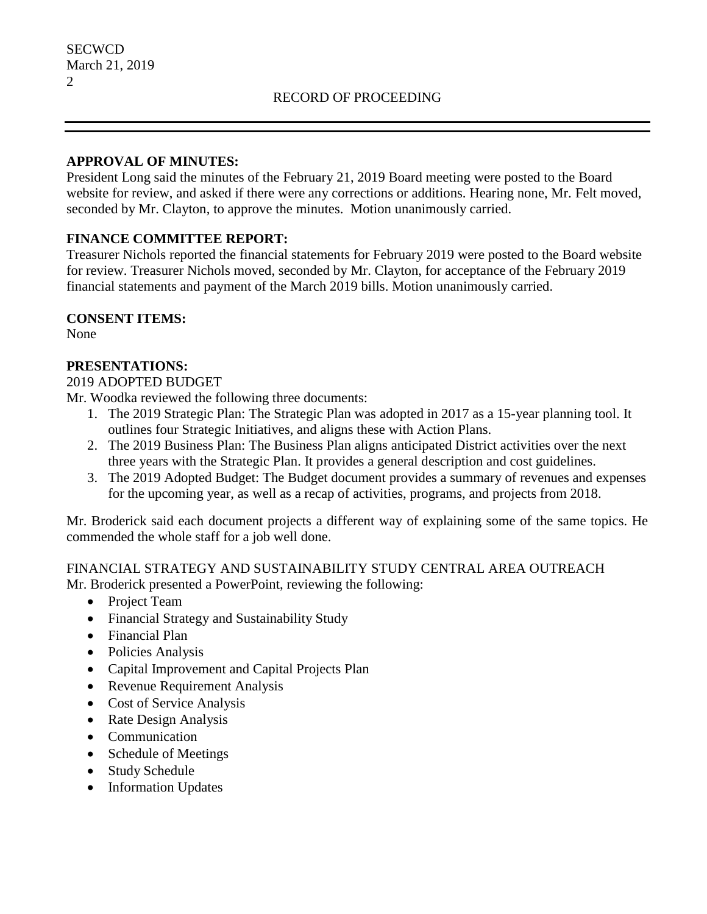**APPROVAL OF MINUTES:**

President Long said the minutes of the February 21, 2019 Board meeting were posted to the Board website for review, and asked if there were any corrections or additions. Hearing none, Mr. Felt moved, seconded by Mr. Clayton, to approve the minutes. Motion unanimously carried.

**FINANCE COMMITTEE REPORT:**

Treasurer Nichols reported the financial statements for February 2019 were posted to the Board website for review. Treasurer Nichols moved, seconded by Mr. Clayton, for acceptance of the February 2019 financial statements and payment of the March 2019 bills. Motion unanimously carried.

**CONSENT ITEMS:**

None

**PRESENTATIONS:**

2019 ADOPTED BUDGET

Mr. Woodka reviewed the following three documents:

1. The 2019 Strategic Plan: The Strategic Plan was adopted in 2017 as a 15-year planning tool. It outlines four Strategic Initiatives, and aligns these with Action Plans.
2. The 2019 Business Plan: The Business Plan aligns anticipated District activities over the next three years with the Strategic Plan. It provides a general description and cost guidelines.
3. The 2019 Adopted Budget: The Budget document provides a summary of revenues and expenses for the upcoming year, as well as a recap of activities, programs, and projects from 2018.

Mr. Broderick said each document projects a different way of explaining some of the same topics. He commended the whole staff for a job well done.

FINANCIAL STRATEGY AND SUSTAINABILITY STUDY CENTRAL AREA OUTREACH

Mr. Broderick presented a PowerPoint, reviewing the following:

- Project Team
- Financial Strategy and Sustainability Study
- Financial Plan
- Policies Analysis
- Capital Improvement and Capital Projects Plan
- Revenue Requirement Analysis
- Cost of Service Analysis
- Rate Design Analysis
- Communication
- Schedule of Meetings
- Study Schedule
- Information Updates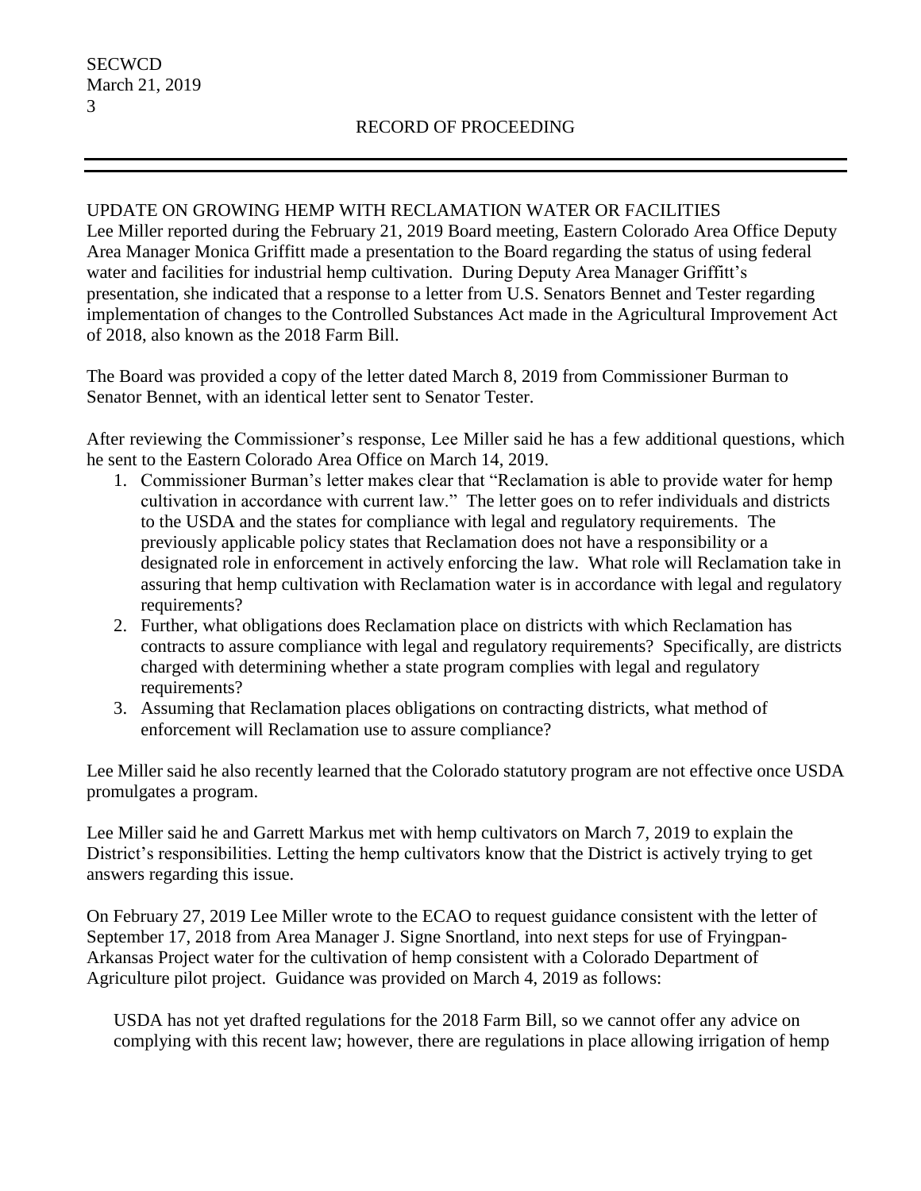UPDATE ON GROWING HEMP WITH RECLAMATION WATER OR FACILITIES

Lee Miller reported during the February 21, 2019 Board meeting, Eastern Colorado Area Office Deputy Area Manager Monica Griffitt made a presentation to the Board regarding the status of using federal water and facilities for industrial hemp cultivation. During Deputy Area Manager Griffitt's presentation, she indicated that a response to a letter from U.S. Senators Bennet and Tester regarding implementation of changes to the Controlled Substances Act made in the Agricultural Improvement Act of 2018, also known as the 2018 Farm Bill.

The Board was provided a copy of the letter dated March 8, 2019 from Commissioner Burman to Senator Bennet, with an identical letter sent to Senator Tester.

After reviewing the Commissioner's response, Lee Miller said he has a few additional questions, which he sent to the Eastern Colorado Area Office on March 14, 2019.

1. Commissioner Burman's letter makes clear that "Reclamation is able to provide water for hemp cultivation in accordance with current law." The letter goes on to refer individuals and districts to the USDA and the states for compliance with legal and regulatory requirements. The previously applicable policy states that Reclamation does not have a responsibility or a designated role in enforcement in actively enforcing the law. What role will Reclamation take in assuring that hemp cultivation with Reclamation water is in accordance with legal and regulatory requirements?
2. Further, what obligations does Reclamation place on districts with which Reclamation has contracts to assure compliance with legal and regulatory requirements? Specifically, are districts charged with determining whether a state program complies with legal and regulatory requirements?
3. Assuming that Reclamation places obligations on contracting districts, what method of enforcement will Reclamation use to assure compliance?

Lee Miller said he also recently learned that the Colorado statutory program are not effective once USDA promulgates a program.

Lee Miller said he and Garrett Markus met with hemp cultivators on March 7, 2019 to explain the District's responsibilities. Letting the hemp cultivators know that the District is actively trying to get answers regarding this issue.

On February 27, 2019 Lee Miller wrote to the ECAO to request guidance consistent with the letter of September 17, 2018 from Area Manager J. Signe Snortland, into next steps for use of Fryingpan-Arkansas Project water for the cultivation of hemp consistent with a Colorado Department of Agriculture pilot project. Guidance was provided on March 4, 2019 as follows:

> USDA has not yet drafted regulations for the 2018 Farm Bill, so we cannot offer any advice on complying with this recent law; however, there are regulations in place allowing irrigation of hemp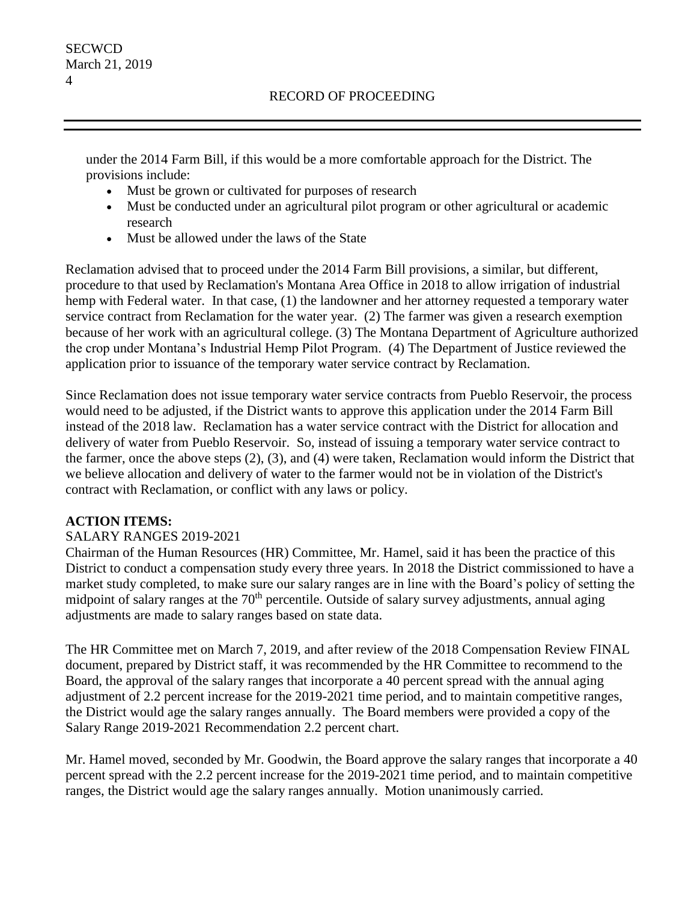under the 2014 Farm Bill, if this would be a more comfortable approach for the District. The provisions include:

- Must be grown or cultivated for purposes of research
- Must be conducted under an agricultural pilot program or other agricultural or academic research
- Must be allowed under the laws of the State

Reclamation advised that to proceed under the 2014 Farm Bill provisions, a similar, but different, procedure to that used by Reclamation's Montana Area Office in 2018 to allow irrigation of industrial hemp with Federal water. In that case, (1) the landowner and her attorney requested a temporary water service contract from Reclamation for the water year. (2) The farmer was given a research exemption because of her work with an agricultural college. (3) The Montana Department of Agriculture authorized the crop under Montana's Industrial Hemp Pilot Program. (4) The Department of Justice reviewed the application prior to issuance of the temporary water service contract by Reclamation.

Since Reclamation does not issue temporary water service contracts from Pueblo Reservoir, the process would need to be adjusted, if the District wants to approve this application under the 2014 Farm Bill instead of the 2018 law. Reclamation has a water service contract with the District for allocation and delivery of water from Pueblo Reservoir. So, instead of issuing a temporary water service contract to the farmer, once the above steps (2), (3), and (4) were taken, Reclamation would inform the District that we believe allocation and delivery of water to the farmer would not be in violation of the District's contract with Reclamation, or conflict with any laws or policy.

**ACTION ITEMS:**

SALARY RANGES 2019-2021

Chairman of the Human Resources (HR) Committee, Mr. Hamel, said it has been the practice of this District to conduct a compensation study every three years. In 2018 the District commissioned to have a market study completed, to make sure our salary ranges are in line with the Board's policy of setting the midpoint of salary ranges at the 70th percentile. Outside of salary survey adjustments, annual aging adjustments are made to salary ranges based on state data.

The HR Committee met on March 7, 2019, and after review of the 2018 Compensation Review FINAL document, prepared by District staff, it was recommended by the HR Committee to recommend to the Board, the approval of the salary ranges that incorporate a 40 percent spread with the annual aging adjustment of 2.2 percent increase for the 2019-2021 time period, and to maintain competitive ranges, the District would age the salary ranges annually. The Board members were provided a copy of the Salary Range 2019-2021 Recommendation 2.2 percent chart.

Mr. Hamel moved, seconded by Mr. Goodwin, the Board approve the salary ranges that incorporate a 40 percent spread with the 2.2 percent increase for the 2019-2021 time period, and to maintain competitive ranges, the District would age the salary ranges annually. Motion unanimously carried.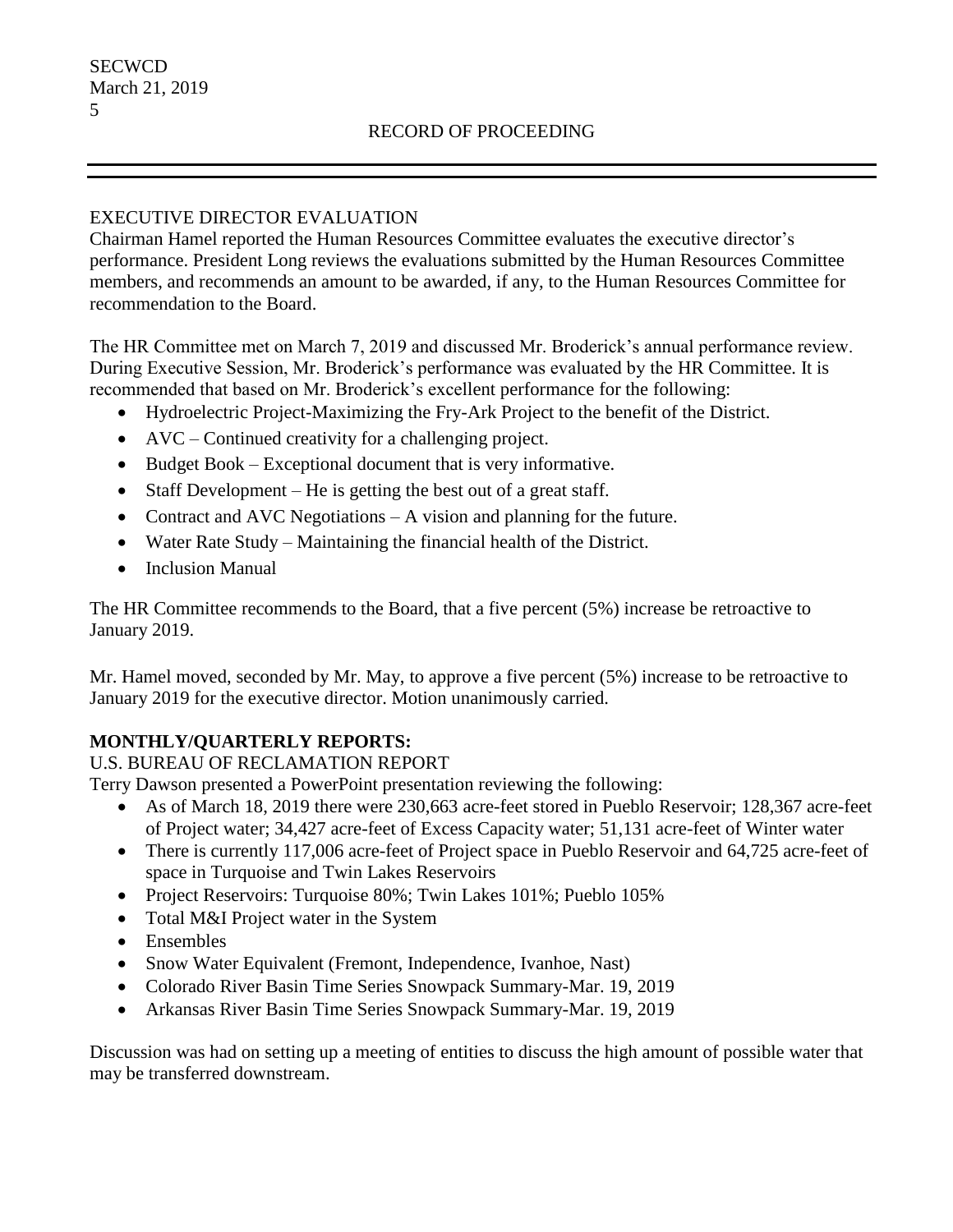EXECUTIVE DIRECTOR EVALUATION

Chairman Hamel reported the Human Resources Committee evaluates the executive director's performance. President Long reviews the evaluations submitted by the Human Resources Committee members, and recommends an amount to be awarded, if any, to the Human Resources Committee for recommendation to the Board.

The HR Committee met on March 7, 2019 and discussed Mr. Broderick's annual performance review. During Executive Session, Mr. Broderick's performance was evaluated by the HR Committee. It is recommended that based on Mr. Broderick's excellent performance for the following:

- Hydroelectric Project-Maximizing the Fry-Ark Project to the benefit of the District.
- AVC – Continued creativity for a challenging project.
- Budget Book – Exceptional document that is very informative.
- Staff Development – He is getting the best out of a great staff.
- Contract and AVC Negotiations – A vision and planning for the future.
- Water Rate Study – Maintaining the financial health of the District.
- Inclusion Manual

The HR Committee recommends to the Board, that a five percent (5%) increase be retroactive to January 2019.

Mr. Hamel moved, seconded by Mr. May, to approve a five percent (5%) increase to be retroactive to January 2019 for the executive director. Motion unanimously carried.

**MONTHLY/QUARTERLY REPORTS:**

U.S. BUREAU OF RECLAMATION REPORT

Terry Dawson presented a PowerPoint presentation reviewing the following:

- As of March 18, 2019 there were 230,663 acre-feet stored in Pueblo Reservoir; 128,367 acre-feet of Project water; 34,427 acre-feet of Excess Capacity water; 51,131 acre-feet of Winter water
- There is currently 117,006 acre-feet of Project space in Pueblo Reservoir and 64,725 acre-feet of space in Turquoise and Twin Lakes Reservoirs
- Project Reservoirs: Turquoise 80%; Twin Lakes 101%; Pueblo 105%
- Total M&I Project water in the System
- Ensembles
- Snow Water Equivalent (Fremont, Independence, Ivanhoe, Nast)
- Colorado River Basin Time Series Snowpack Summary-Mar. 19, 2019
- Arkansas River Basin Time Series Snowpack Summary-Mar. 19, 2019

Discussion was had on setting up a meeting of entities to discuss the high amount of possible water that may be transferred downstream.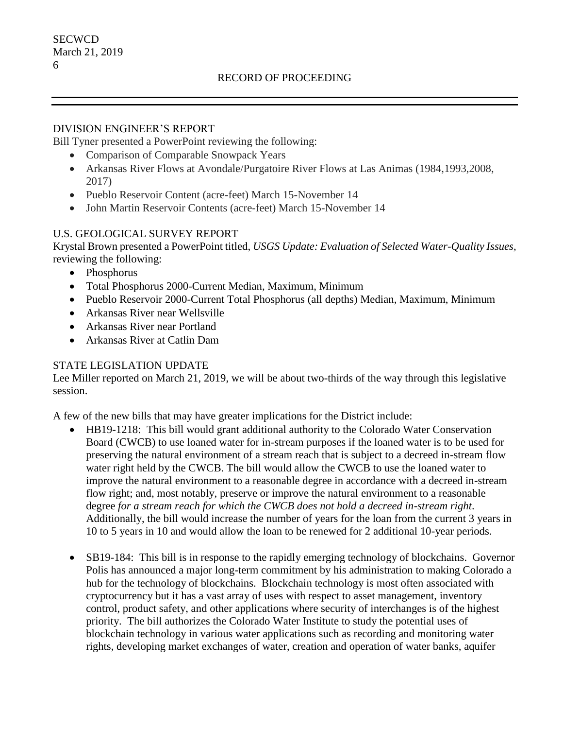## DIVISION ENGINEER'S REPORT

Bill Tyner presented a PowerPoint reviewing the following:

- Comparison of Comparable Snowpack Years
- Arkansas River Flows at Avondale/Purgatoire River Flows at Las Animas (1984,1993,2008, 2017)
- Pueblo Reservoir Content (acre-feet) March 15-November 14
- John Martin Reservoir Contents (acre-feet) March 15-November 14

## U.S. GEOLOGICAL SURVEY REPORT

Krystal Brown presented a PowerPoint titled, *USGS Update: Evaluation of Selected Water-Quality Issues*, reviewing the following:

- Phosphorus
- Total Phosphorus 2000-Current Median, Maximum, Minimum
- Pueblo Reservoir 2000-Current Total Phosphorus (all depths) Median, Maximum, Minimum
- Arkansas River near Wellsville
- Arkansas River near Portland
- Arkansas River at Catlin Dam

## STATE LEGISLATION UPDATE

Lee Miller reported on March 21, 2019, we will be about two-thirds of the way through this legislative session.

A few of the new bills that may have greater implications for the District include:

- HB19-1218: This bill would grant additional authority to the Colorado Water Conservation Board (CWCB) to use loaned water for in-stream purposes if the loaned water is to be used for preserving the natural environment of a stream reach that is subject to a decreed in-stream flow water right held by the CWCB. The bill would allow the CWCB to use the loaned water to improve the natural environment to a reasonable degree in accordance with a decreed in-stream flow right; and, most notably, preserve or improve the natural environment to a reasonable degree *for a stream reach for which the CWCB does not hold a decreed in-stream right*. Additionally, the bill would increase the number of years for the loan from the current 3 years in 10 to 5 years in 10 and would allow the loan to be renewed for 2 additional 10-year periods.

- SB19-184: This bill is in response to the rapidly emerging technology of blockchains. Governor Polis has announced a major long-term commitment by his administration to making Colorado a hub for the technology of blockchains. Blockchain technology is most often associated with cryptocurrency but it has a vast array of uses with respect to asset management, inventory control, product safety, and other applications where security of interchanges is of the highest priority. The bill authorizes the Colorado Water Institute to study the potential uses of blockchain technology in various water applications such as recording and monitoring water rights, developing market exchanges of water, creation and operation of water banks, aquifer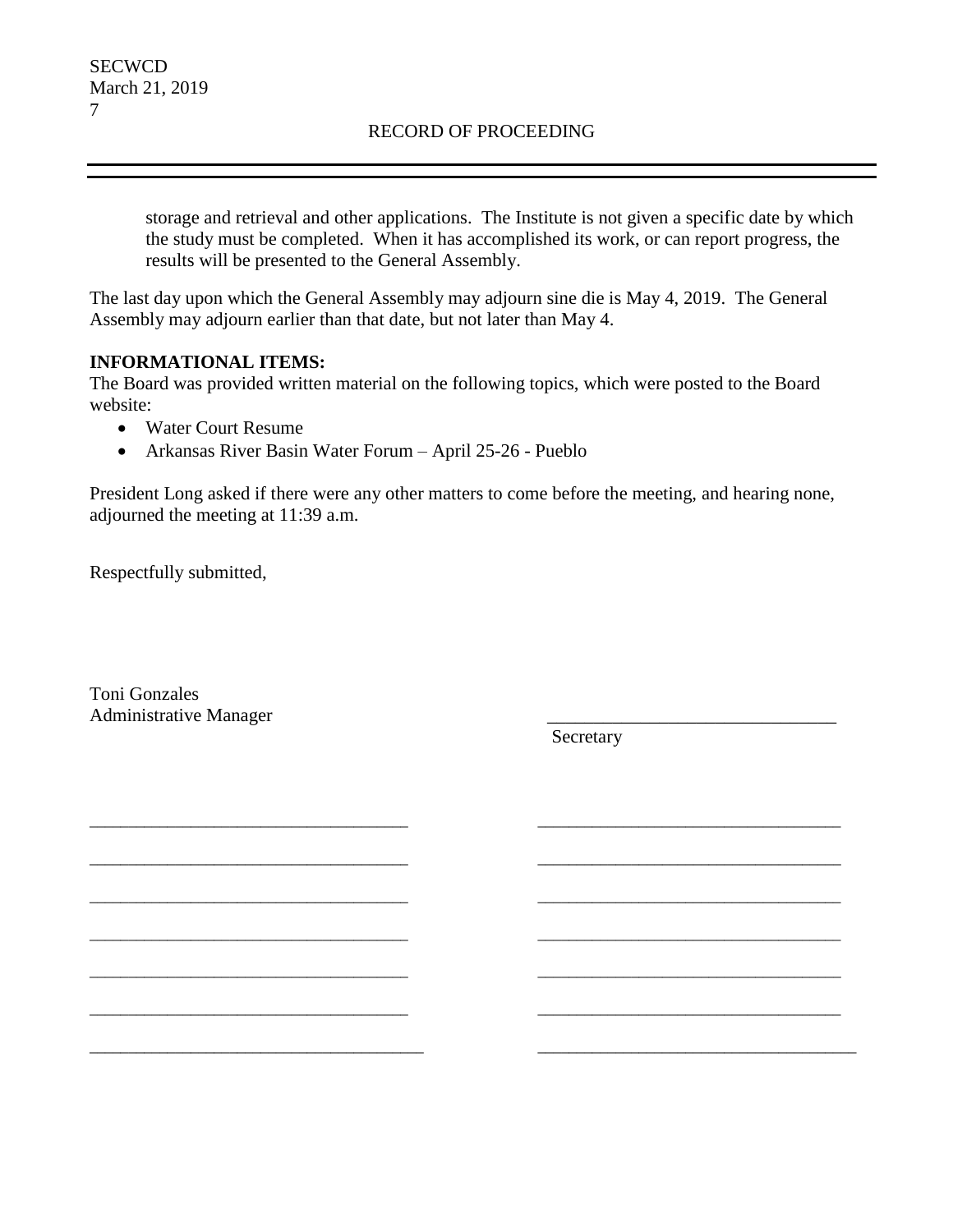storage and retrieval and other applications. The Institute is not given a specific date by which the study must be completed. When it has accomplished its work, or can report progress, the results will be presented to the General Assembly.

The last day upon which the General Assembly may adjourn sine die is May 4, 2019. The General Assembly may adjourn earlier than that date, but not later than May 4.

**INFORMATIONAL ITEMS:**

The Board was provided written material on the following topics, which were posted to the Board website:

- Water Court Resume
- Arkansas River Basin Water Forum – April 25-26 - Pueblo

President Long asked if there were any other matters to come before the meeting, and hearing none, adjourned the meeting at 11:39 a.m.

Respectfully submitted,

Toni Gonzales
Administrative Manager

_______________________________
Secretary

___________________________________ ___________________________________

___________________________________ ___________________________________

___________________________________ ___________________________________

___________________________________ ___________________________________

___________________________________ ___________________________________

___________________________________ ___________________________________

___________________________________ ___________________________________